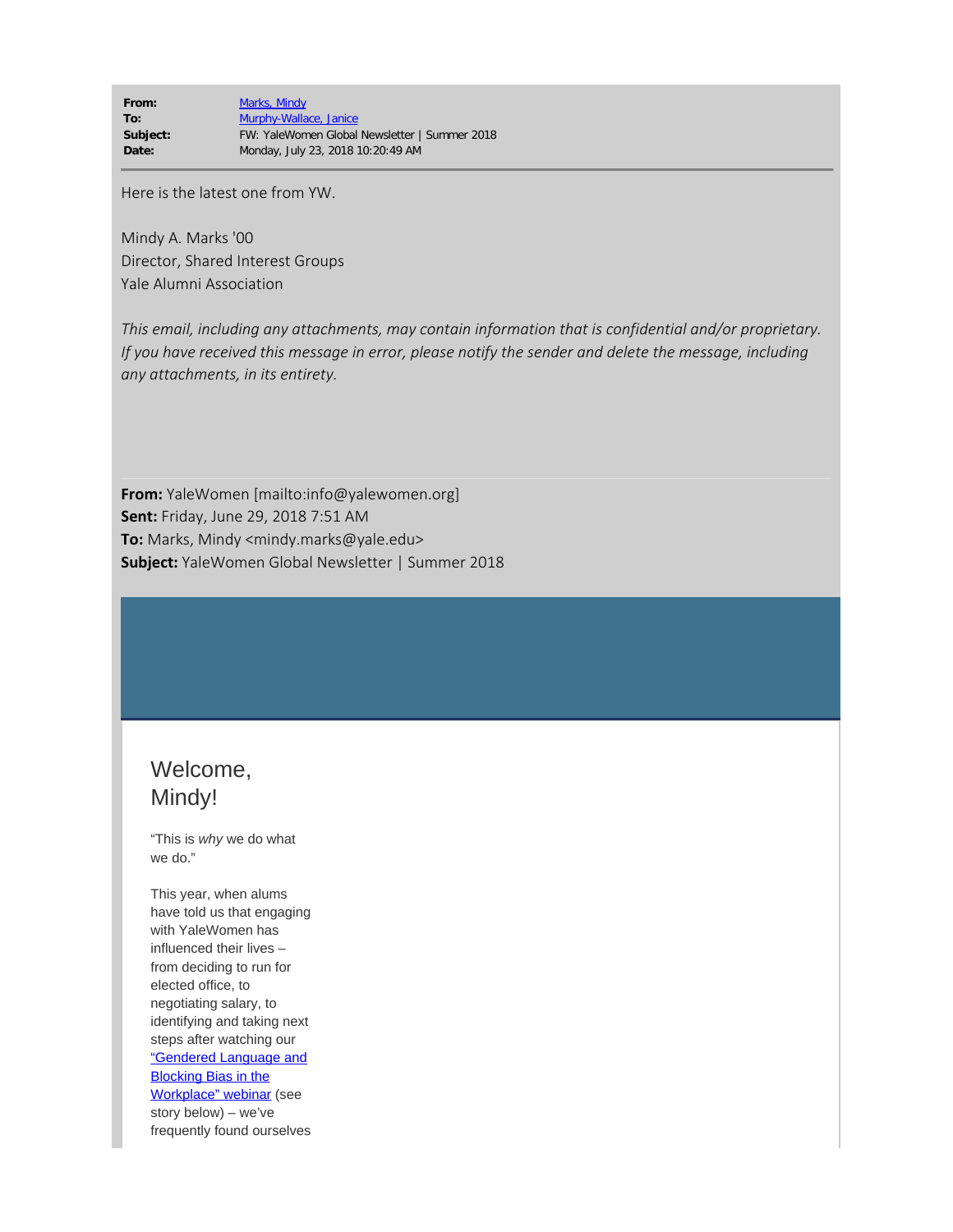| | |
|---|---|
| **From:** | Marks, Mindy |
| **To:** | Murphy-Wallace, Janice |
| **Subject:** | FW: YaleWomen Global Newsletter \| Summer 2018 |
| **Date:** | Monday, July 23, 2018 10:20:49 AM |

Here is the latest one from YW.

Mindy A. Marks '00
Director, Shared Interest Groups
Yale Alumni Association

*This email, including any attachments, may contain information that is confidential and/or proprietary. If you have received this message in error, please notify the sender and delete the message, including any attachments, in its entirety.*

**From:** YaleWomen [mailto:info@yalewomen.org]
**Sent:** Friday, June 29, 2018 7:51 AM
**To:** Marks, Mindy <mindy.marks@yale.edu>
**Subject:** YaleWomen Global Newsletter | Summer 2018

## Welcome, Mindy!

"This is *why* we do what we do."

This year, when alums have told us that engaging with YaleWomen has influenced their lives – from deciding to run for elected office, to negotiating salary, to identifying and taking next steps after watching our "Gendered Language and Blocking Bias in the Workplace" webinar (see story below) – we've frequently found ourselves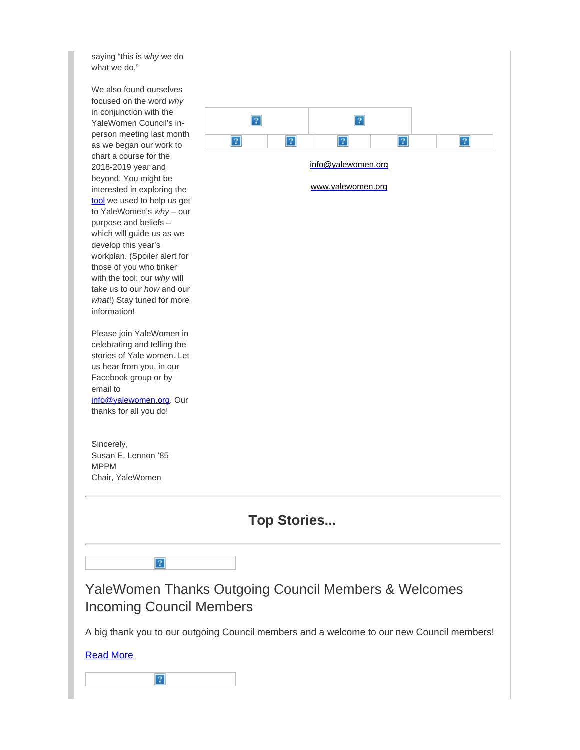saying “this is *why* we do what we do.”

We also found ourselves focused on the word *why* in conjunction with the YaleWomen Council's in-person meeting last month as we began our work to chart a course for the 2018-2019 year and beyond. You might be interested in exploring the tool we used to help us get to YaleWomen's *why* – our purpose and beliefs – which will guide us as we develop this year's workplan. (Spoiler alert for those of you who tinker with the tool: our *why* will take us to our *how* and our *what*!) Stay tuned for more information!

Please join YaleWomen in celebrating and telling the stories of Yale women. Let us hear from you, in our Facebook group or by email to info@yalewomen.org. Our thanks for all you do!

Sincerely,
Susan E. Lennon '85 MPPM
Chair, YaleWomen

info@yalewomen.org

www.yalewomen.org

## Top Stories...

### YaleWomen Thanks Outgoing Council Members & Welcomes Incoming Council Members

A big thank you to our outgoing Council members and a welcome to our new Council members!

Read More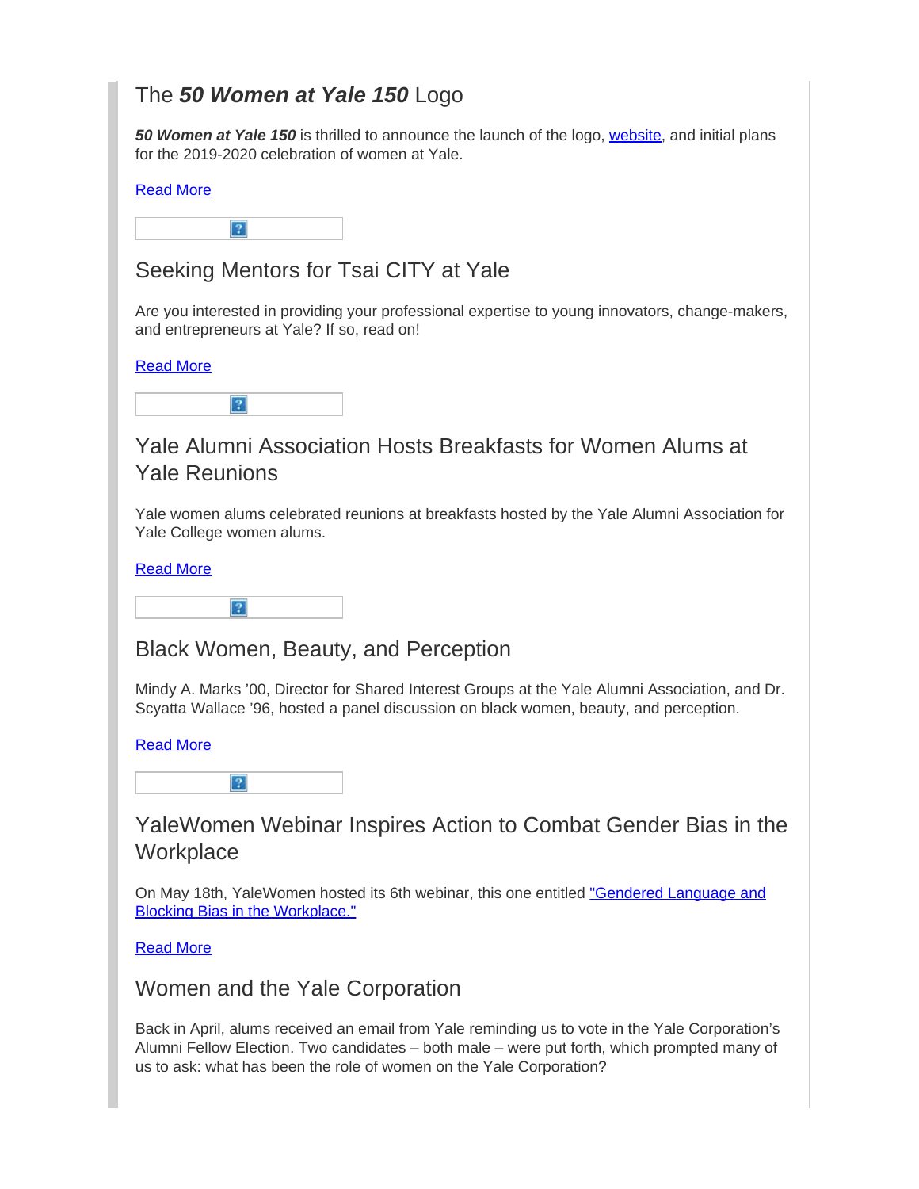## The *50 Women at Yale 150* Logo

***50 Women at Yale 150*** is thrilled to announce the launch of the logo, website, and initial plans for the 2019-2020 celebration of women at Yale.

Read More

## Seeking Mentors for Tsai CITY at Yale

Are you interested in providing your professional expertise to young innovators, change-makers, and entrepreneurs at Yale? If so, read on!

Read More

## Yale Alumni Association Hosts Breakfasts for Women Alums at Yale Reunions

Yale women alums celebrated reunions at breakfasts hosted by the Yale Alumni Association for Yale College women alums.

Read More

## Black Women, Beauty, and Perception

Mindy A. Marks '00, Director for Shared Interest Groups at the Yale Alumni Association, and Dr. Scyatta Wallace '96, hosted a panel discussion on black women, beauty, and perception.

Read More

## YaleWomen Webinar Inspires Action to Combat Gender Bias in the Workplace

On May 18th, YaleWomen hosted its 6th webinar, this one entitled "Gendered Language and Blocking Bias in the Workplace."

Read More

## Women and the Yale Corporation

Back in April, alums received an email from Yale reminding us to vote in the Yale Corporation's Alumni Fellow Election. Two candidates – both male – were put forth, which prompted many of us to ask: what has been the role of women on the Yale Corporation?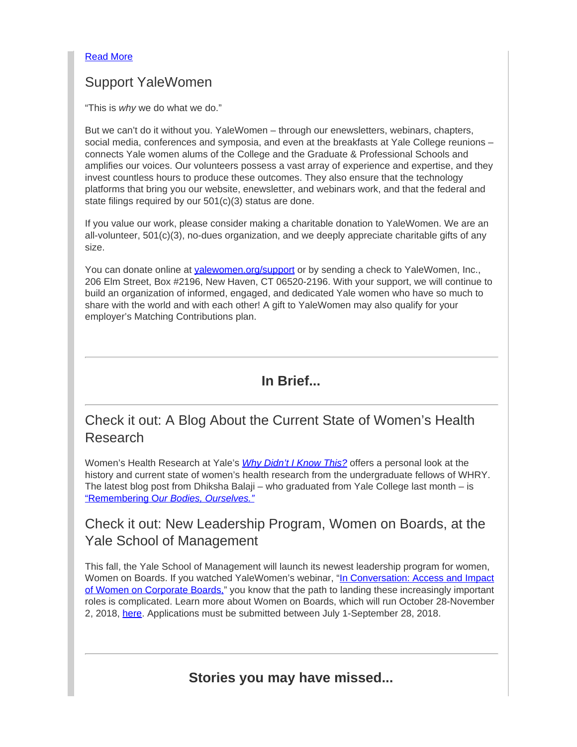[Read More]

## Support YaleWomen

"This is *why* we do what we do."

But we can't do it without you. YaleWomen – through our enewsletters, webinars, chapters, social media, conferences and symposia, and even at the breakfasts at Yale College reunions – connects Yale women alums of the College and the Graduate & Professional Schools and amplifies our voices. Our volunteers possess a vast array of experience and expertise, and they invest countless hours to produce these outcomes. They also ensure that the technology platforms that bring you our website, enewsletter, and webinars work, and that the federal and state filings required by our 501(c)(3) status are done.

If you value our work, please consider making a charitable donation to YaleWomen. We are an all-volunteer, 501(c)(3), no-dues organization, and we deeply appreciate charitable gifts of any size.

You can donate online at yalewomen.org/support or by sending a check to YaleWomen, Inc., 206 Elm Street, Box #2196, New Haven, CT 06520-2196. With your support, we will continue to build an organization of informed, engaged, and dedicated Yale women who have so much to share with the world and with each other! A gift to YaleWomen may also qualify for your employer's Matching Contributions plan.

---

**In Brief...**

---

## Check it out: A Blog About the Current State of Women's Health Research

Women's Health Research at Yale's *Why Didn't I Know This?* offers a personal look at the history and current state of women's health research from the undergraduate fellows of WHRY. The latest blog post from Dhiksha Balaji – who graduated from Yale College last month – is "Remembering *Our Bodies, Ourselves.*"

## Check it out: New Leadership Program, Women on Boards, at the Yale School of Management

This fall, the Yale School of Management will launch its newest leadership program for women, Women on Boards. If you watched YaleWomen's webinar, "In Conversation: Access and Impact of Women on Corporate Boards," you know that the path to landing these increasingly important roles is complicated. Learn more about Women on Boards, which will run October 28-November 2, 2018, here. Applications must be submitted between July 1-September 28, 2018.

---

**Stories you may have missed...**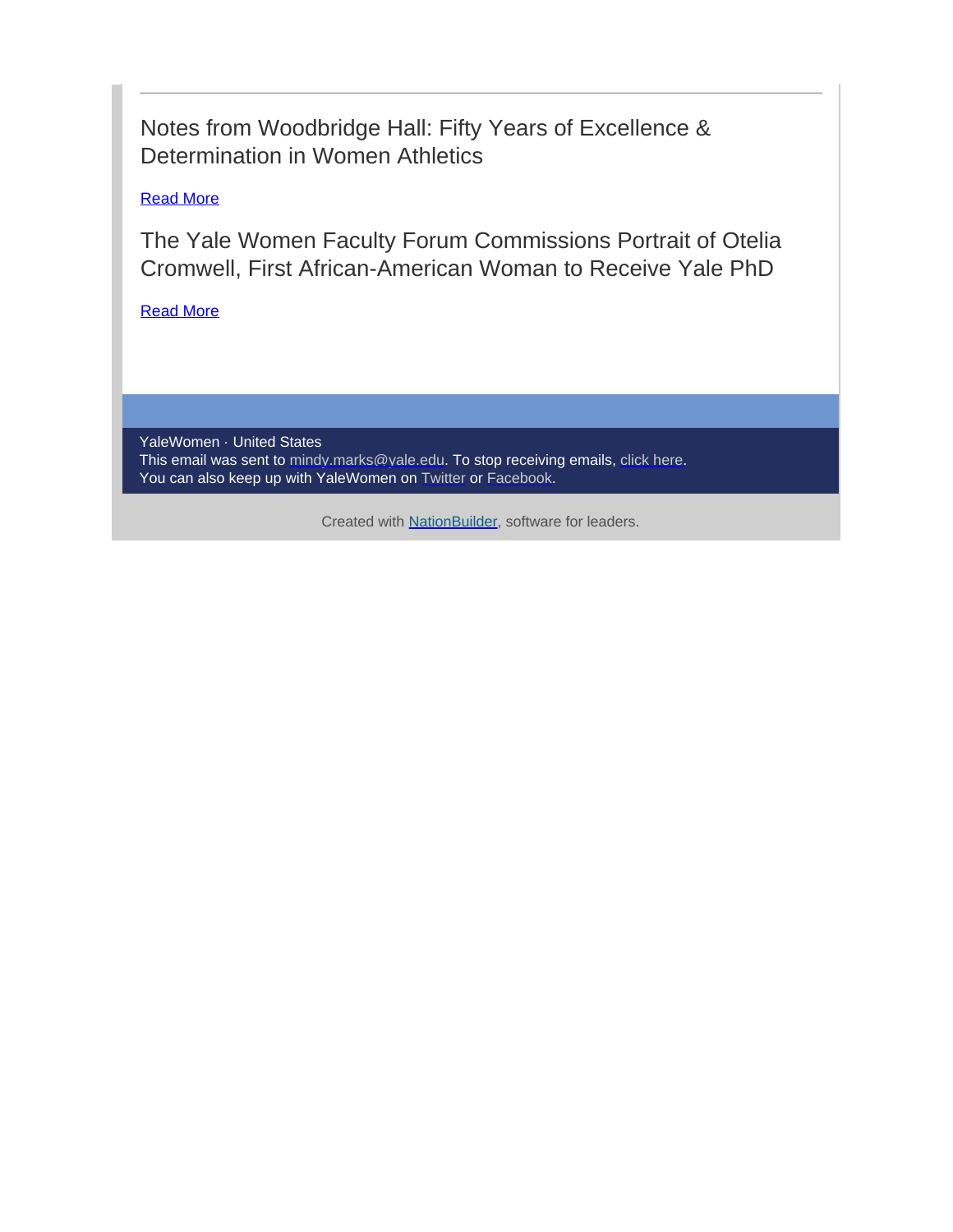---

## Notes from Woodbridge Hall: Fifty Years of Excellence & Determination in Women Athletics

Read More

## The Yale Women Faculty Forum Commissions Portrait of Otelia Cromwell, First African-American Woman to Receive Yale PhD

Read More

YaleWomen · United States
This email was sent to mindy.marks@yale.edu. To stop receiving emails, click here.
You can also keep up with YaleWomen on Twitter or Facebook.

Created with NationBuilder, software for leaders.